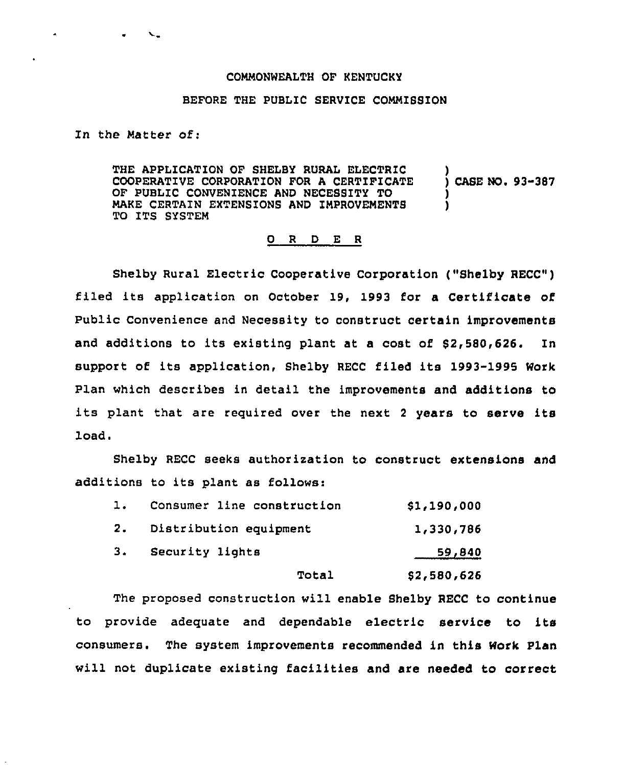COMMONWEALTH OF KENTUCKY

BEFORE THE PUBLIC SERVICE COMMISSION

In the Matter of:

| | |
|---|---|
| THE APPLICATION OF SHELBY RURAL ELECTRIC COOPERATIVE CORPORATION FOR A CERTIFICATE OF PUBLIC CONVENIENCE AND NECESSITY TO MAKE CERTAIN EXTENSIONS AND IMPROVEMENTS TO ITS SYSTEM | CASE NO. 93-387 |

O R D E R

Shelby Rural Electric Cooperative Corporation ("Shelby RECC") filed its application on October 19, 1993 for a Certificate of Public Convenience and Necessity to construct certain improvements and additions to its existing plant at a cost of $2,580,626. In support of its application, Shelby RECC filed its 1993-1995 Work Plan which describes in detail the improvements and additions to its plant that are required over the next 2 years to serve its load.

Shelby RECC seeks authorization to construct extensions and additions to its plant as follows:

| | | |
|---|---|---|
| 1. | Consumer line construction | $1,190,000 |
| 2. | Distribution equipment | 1,330,786 |
| 3. | Security lights | 59,840 |
| | Total | $2,580,626 |

The proposed construction will enable Shelby RECC to continue to provide adequate and dependable electric service to its consumers. The system improvements recommended in this Work Plan will not duplicate existing facilities and are needed to correct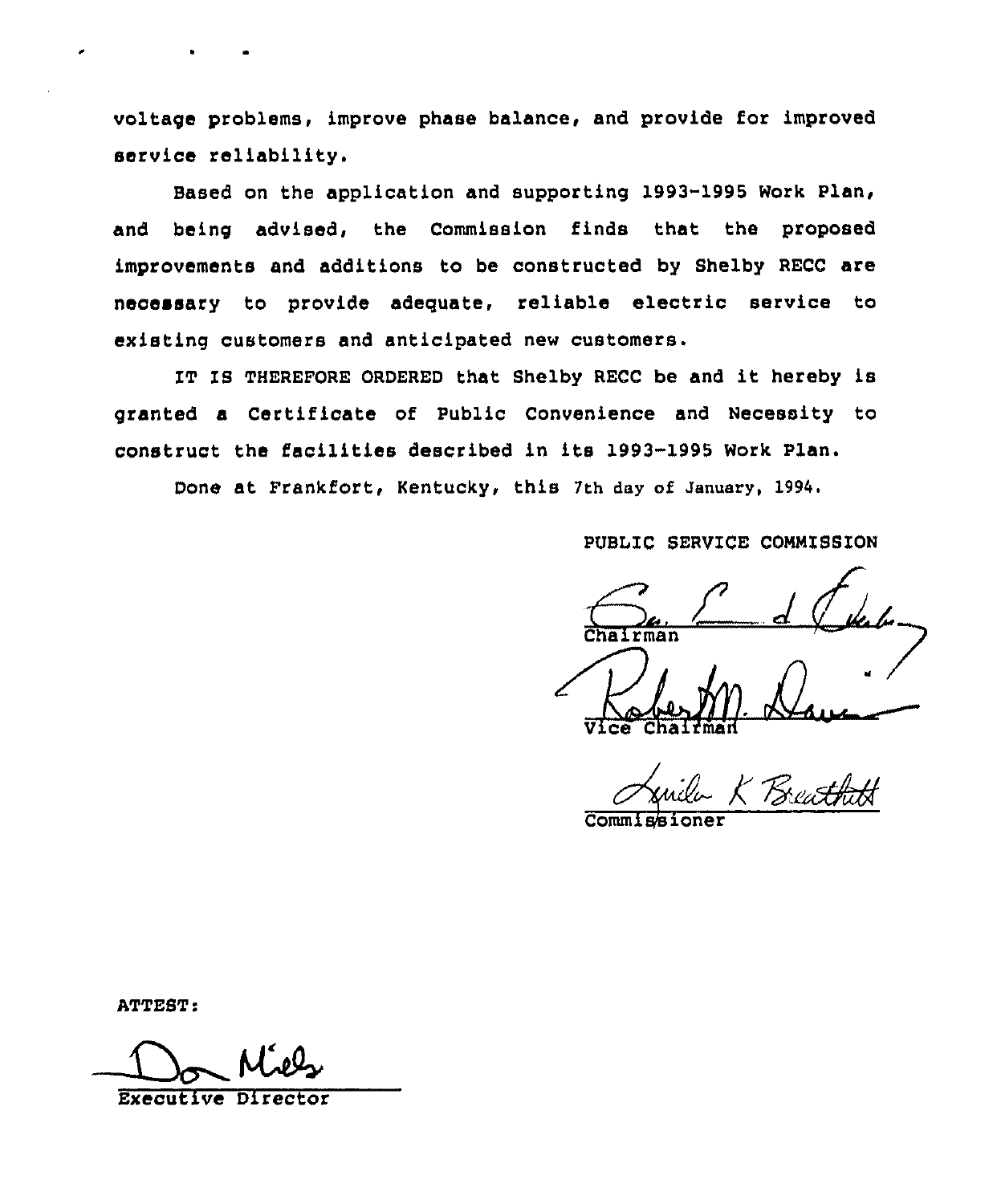voltage problems, improve phase balance, and provide for improved service reliability.

Based on the application and supporting 1993-1995 Work Plan, and being advised, the Commission finds that the proposed improvements and additions to be constructed by Shelby RECC are necessary to provide adequate, reliable electric service to existing customers and anticipated new customers.

IT IS THEREFORE ORDERED that Shelby RECC be and it hereby is granted a Certificate of Public Convenience and Necessity to construct the facilities described in its 1993-1995 Work Plan.

Done at Frankfort, Kentucky, this 7th day of January, 1994.

PUBLIC SERVICE COMMISSION

Chairman

Vice Chairman

Commissioner

ATTEST:

Executive Director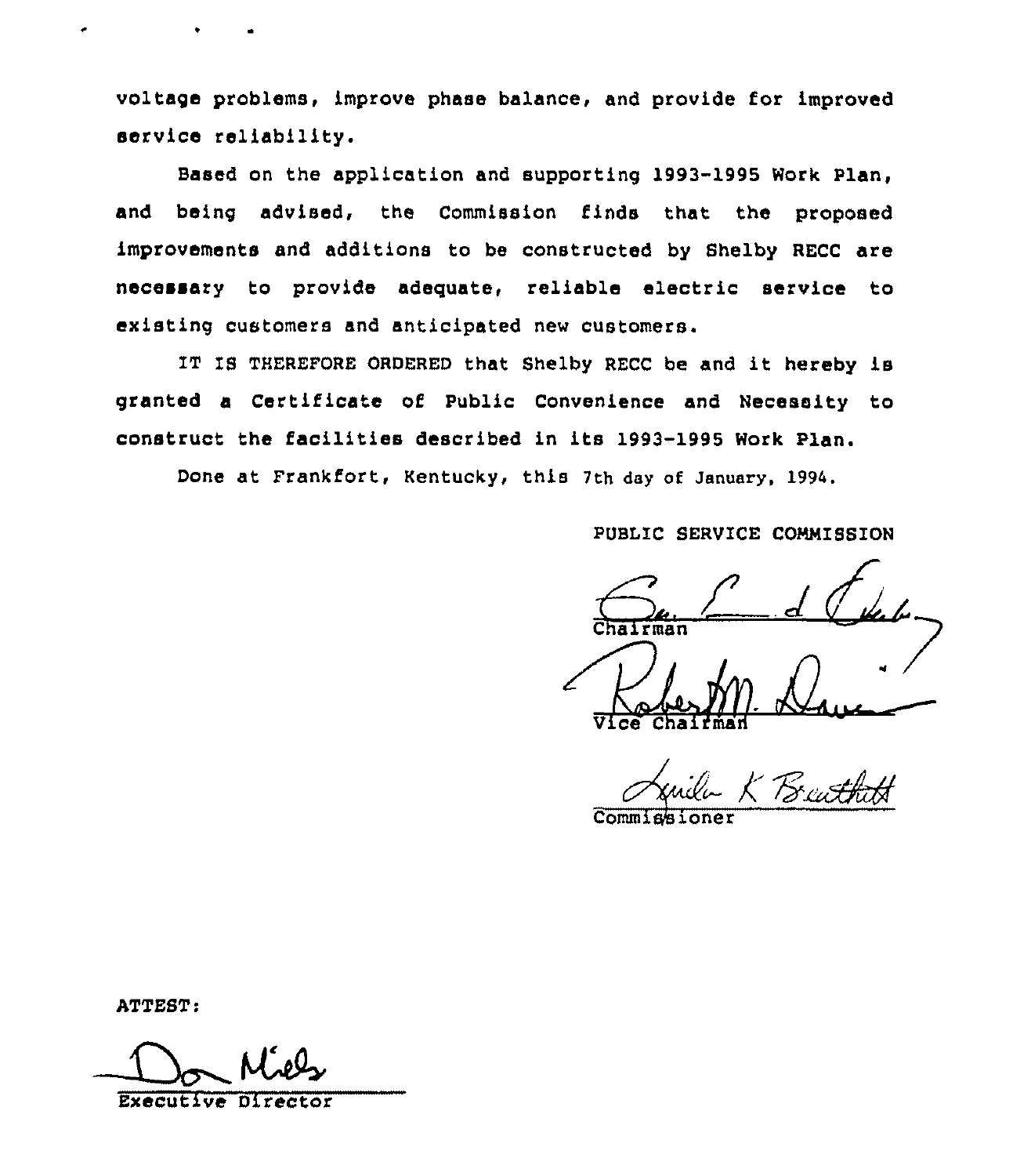voltage problems, improve phase balance, and provide for improved service reliability.

Based on the application and supporting 1993-1995 Work Plan, and being advised, the Commission finds that the proposed improvements and additions to be constructed by Shelby RECC are necessary to provide adequate, reliable electric service to existing customers and anticipated new customers.

IT IS THEREFORE ORDERED that Shelby RECC be and it hereby is granted a Certificate of Public Convenience and Necessity to construct the facilities described in its 1993-1995 Work Plan.

Done at Frankfort, Kentucky, this 7th day of January, 1994.

PUBLIC SERVICE COMMISSION

Chairman

Vice Chairman

Commissioner

ATTEST:

Executive Director